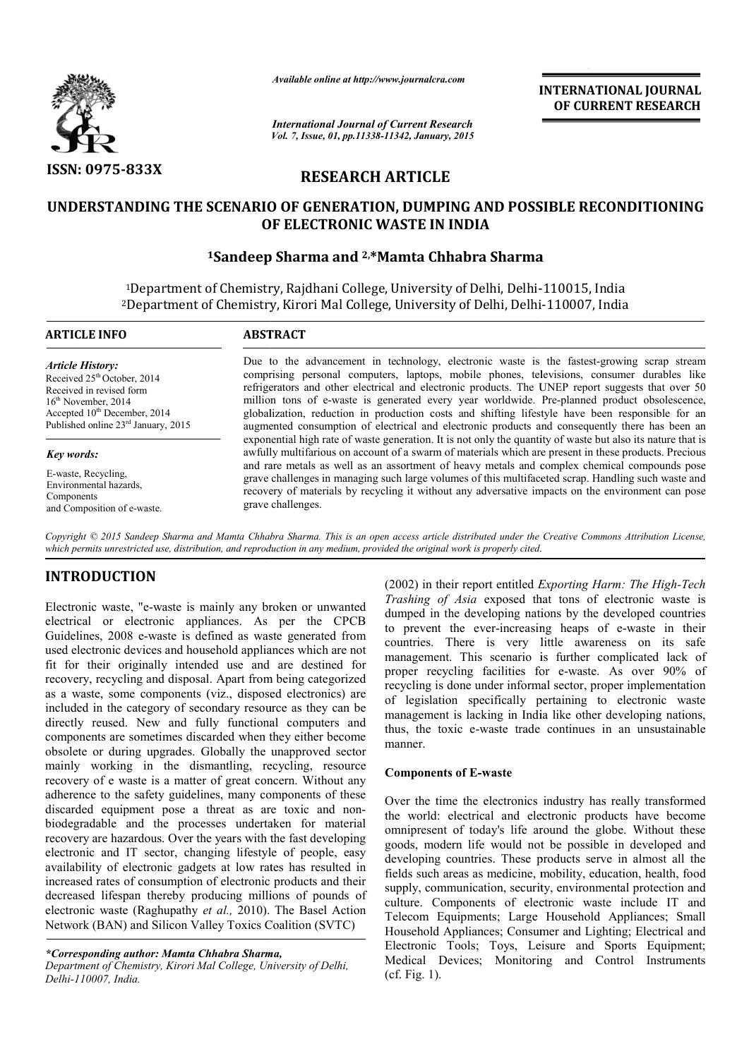ISSN: 0975-833X

*Available online at http://www.journalcra.com*

*International Journal of Current Research*
*Vol. 7, Issue, 01, pp.11338-11342, January, 2015*

**INTERNATIONAL JOURNAL OF CURRENT RESEARCH**

## RESEARCH ARTICLE

# UNDERSTANDING THE SCENARIO OF GENERATION, DUMPING AND POSSIBLE RECONDITIONING OF ELECTRONIC WASTE IN INDIA

**[1]Sandeep Sharma and [2,*]Mamta Chhabra Sharma**

[1]Department of Chemistry, Rajdhani College, University of Delhi, Delhi-110015, India
[2]Department of Chemistry, Kirori Mal College, University of Delhi, Delhi-110007, India

**ARTICLE INFO**

*Article History:*
Received 25th October, 2014
Received in revised form
16th November, 2014
Accepted 10th December, 2014
Published online 23rd January, 2015

*Key words:*
E-waste, Recycling,
Environmental hazards,
Components
and Composition of e-waste.

**ABSTRACT**

Due to the advancement in technology, electronic waste is the fastest-growing scrap stream comprising personal computers, laptops, mobile phones, televisions, consumer durables like refrigerators and other electrical and electronic products. The UNEP report suggests that over 50 million tons of e-waste is generated every year worldwide. Pre-planned product obsolescence, globalization, reduction in production costs and shifting lifestyle have been responsible for an augmented consumption of electrical and electronic products and consequently there has been an exponential high rate of waste generation. It is not only the quantity of waste but also its nature that is awfully multifarious on account of a swarm of materials which are present in these products. Precious and rare metals as well as an assortment of heavy metals and complex chemical compounds pose grave challenges in managing such large volumes of this multifaceted scrap. Handling such waste and recovery of materials by recycling it without any adversative impacts on the environment can pose grave challenges.

*Copyright © 2015 Sandeep Sharma and Mamta Chhabra Sharma. This is an open access article distributed under the Creative Commons Attribution License, which permits unrestricted use, distribution, and reproduction in any medium, provided the original work is properly cited.*

## INTRODUCTION

Electronic waste, "e-waste is mainly any broken or unwanted electrical or electronic appliances. As per the CPCB Guidelines, 2008 e-waste is defined as waste generated from used electronic devices and household appliances which are not fit for their originally intended use and are destined for recovery, recycling and disposal. Apart from being categorized as a waste, some components (viz., disposed electronics) are included in the category of secondary resource as they can be directly reused. New and fully functional computers and components are sometimes discarded when they either become obsolete or during upgrades. Globally the unapproved sector mainly working in the dismantling, recycling, resource recovery of e waste is a matter of great concern. Without any adherence to the safety guidelines, many components of these discarded equipment pose a threat as are toxic and non-biodegradable and the processes undertaken for material recovery are hazardous. Over the years with the fast developing electronic and IT sector, changing lifestyle of people, easy availability of electronic gadgets at low rates has resulted in increased rates of consumption of electronic products and their decreased lifespan thereby producing millions of pounds of electronic waste (Raghupathy *et al.,* 2010). The Basel Action Network (BAN) and Silicon Valley Toxics Coalition (SVTC) (2002) in their report entitled *Exporting Harm: The High-Tech Trashing of Asia* exposed that tons of electronic waste is dumped in the developing nations by the developed countries to prevent the ever-increasing heaps of e-waste in their countries. There is very little awareness on its safe management. This scenario is further complicated lack of proper recycling facilities for e-waste. As over 90% of recycling is done under informal sector, proper implementation of legislation specifically pertaining to electronic waste management is lacking in India like other developing nations, thus, the toxic e-waste trade continues in an unsustainable manner.

### Components of E-waste

Over the time the electronics industry has really transformed the world: electrical and electronic products have become omnipresent of today's life around the globe. Without these goods, modern life would not be possible in developed and developing countries. These products serve in almost all the fields such areas as medicine, mobility, education, health, food supply, communication, security, environmental protection and culture. Components of electronic waste include IT and Telecom Equipments; Large Household Appliances; Small Household Appliances; Consumer and Lighting; Electrical and Electronic Tools; Toys, Leisure and Sports Equipment; Medical Devices; Monitoring and Control Instruments (cf. Fig. 1).

**\*Corresponding author: Mamta Chhabra Sharma,**
*Department of Chemistry, Kirori Mal College, University of Delhi, Delhi-110007, India.*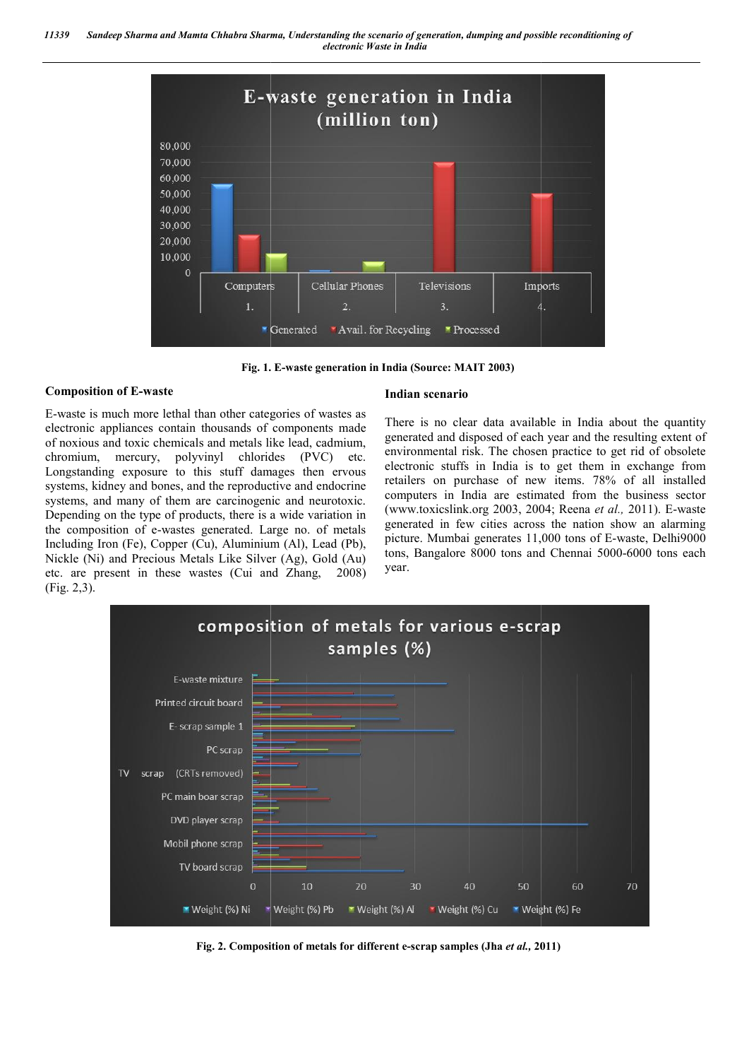Fig. 1. E-waste generation in India (Source: MAIT 2003)

## Composition of E-waste

E-waste is much more lethal than other categories of wastes as electronic appliances contain thousands of components made of noxious and toxic chemicals and metals like lead, cadmium, chromium, mercury, polyvinyl chlorides (PVC) etc. Longstanding exposure to this stuff damages then ervous systems, kidney and bones, and the reproductive and endocrine systems, and many of them are carcinogenic and neurotoxic. Depending on the type of products, there is a wide variation in the composition of e-wastes generated. Large no. of metals Including Iron (Fe), Copper (Cu), Aluminium (Al), Lead (Pb), Nickle (Ni) and Precious Metals Like Silver (Ag), Gold (Au) etc. are present in these wastes (Cui and Zhang, 2008) (Fig. 2,3).

## Indian scenario

There is no clear data available in India about the quantity generated and disposed of each year and the resulting extent of environmental risk. The chosen practice to get rid of obsolete electronic stuffs in India is to get them in exchange from retailers on purchase of new items. 78% of all installed computers in India are estimated from the business sector (www.toxicslink.org 2003, 2004; Reena *et al.,* 2011). E-waste generated in few cities across the nation show an alarming picture. Mumbai generates 11,000 tons of E-waste, Delhi9000 tons, Bangalore 8000 tons and Chennai 5000-6000 tons each year.

Fig. 2. Composition of metals for different e-scrap samples (Jha *et al.,* 2011)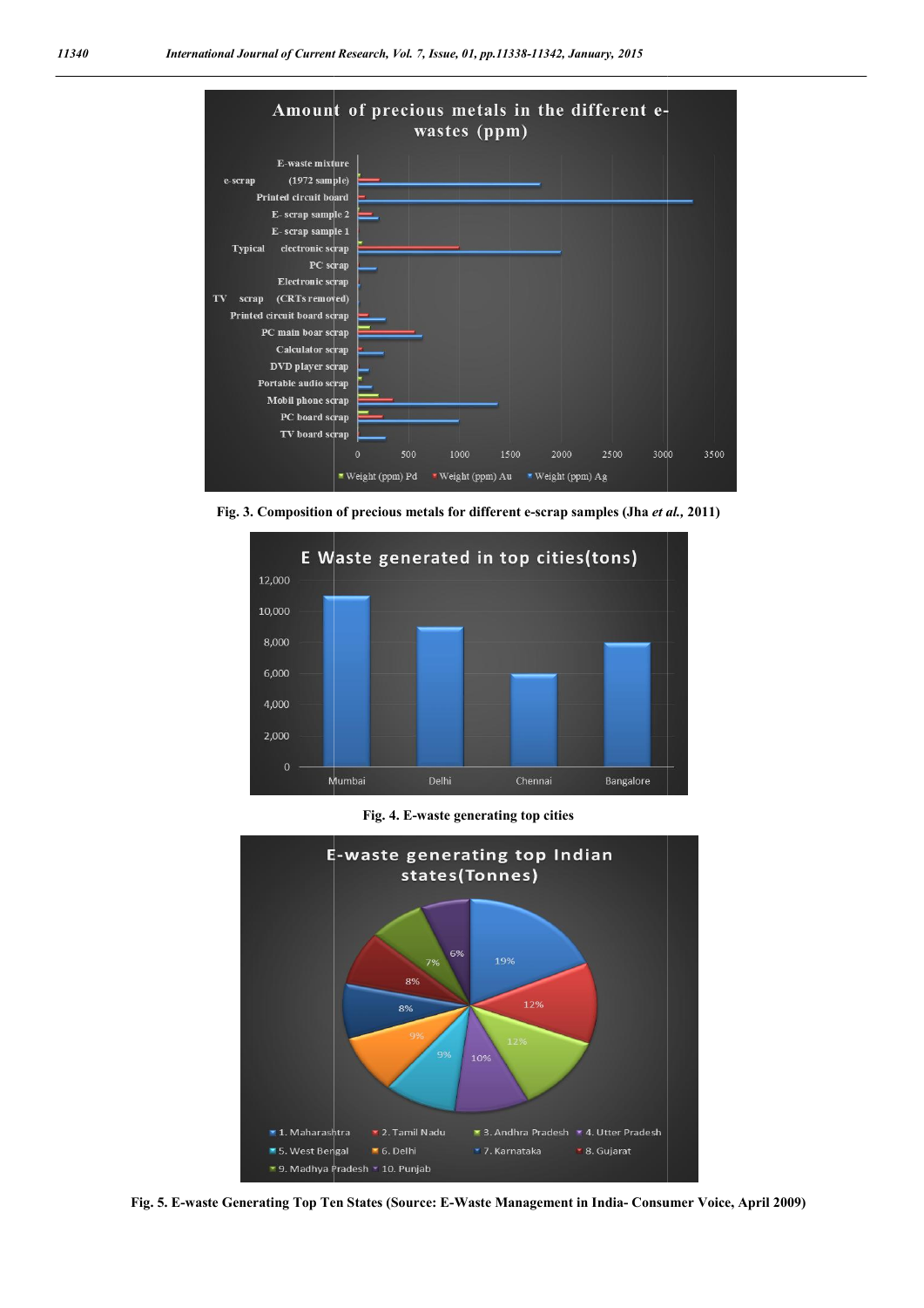Fig. 3. Composition of precious metals for different e-scrap samples (Jha *et al.*, 2011)

Fig. 4. E-waste generating top cities

Fig. 5. E-waste Generating Top Ten States (Source: E-Waste Management in India- Consumer Voice, April 2009)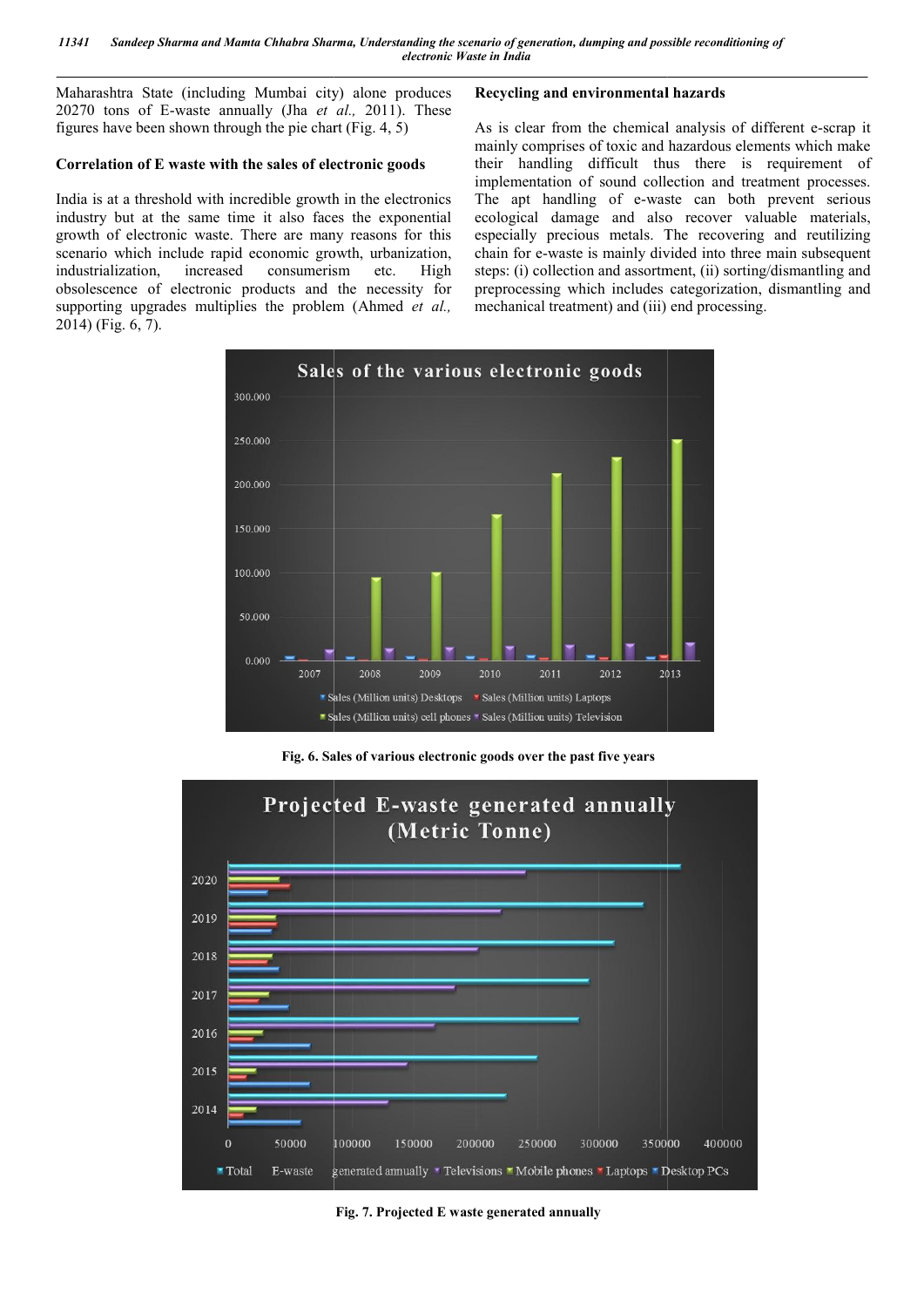Maharashtra State (including Mumbai city) alone produces 20270 tons of E-waste annually (Jha *et al.,* 2011). These figures have been shown through the pie chart (Fig. 4, 5)

### Correlation of E waste with the sales of electronic goods

India is at a threshold with incredible growth in the electronics industry but at the same time it also faces the exponential growth of electronic waste. There are many reasons for this scenario which include rapid economic growth, urbanization, industrialization, increased consumerism etc. High obsolescence of electronic products and the necessity for supporting upgrades multiplies the problem (Ahmed *et al.,* 2014) (Fig. 6, 7).

### Recycling and environmental hazards

As is clear from the chemical analysis of different e-scrap it mainly comprises of toxic and hazardous elements which make their handling difficult thus there is requirement of implementation of sound collection and treatment processes. The apt handling of e-waste can both prevent serious ecological damage and also recover valuable materials, especially precious metals. The recovering and reutilizing chain for e-waste is mainly divided into three main subsequent steps: (i) collection and assortment, (ii) sorting/dismantling and preprocessing which includes categorization, dismantling and mechanical treatment) and (iii) end processing.

**Fig. 6. Sales of various electronic goods over the past five years**

**Fig. 7. Projected E waste generated annually**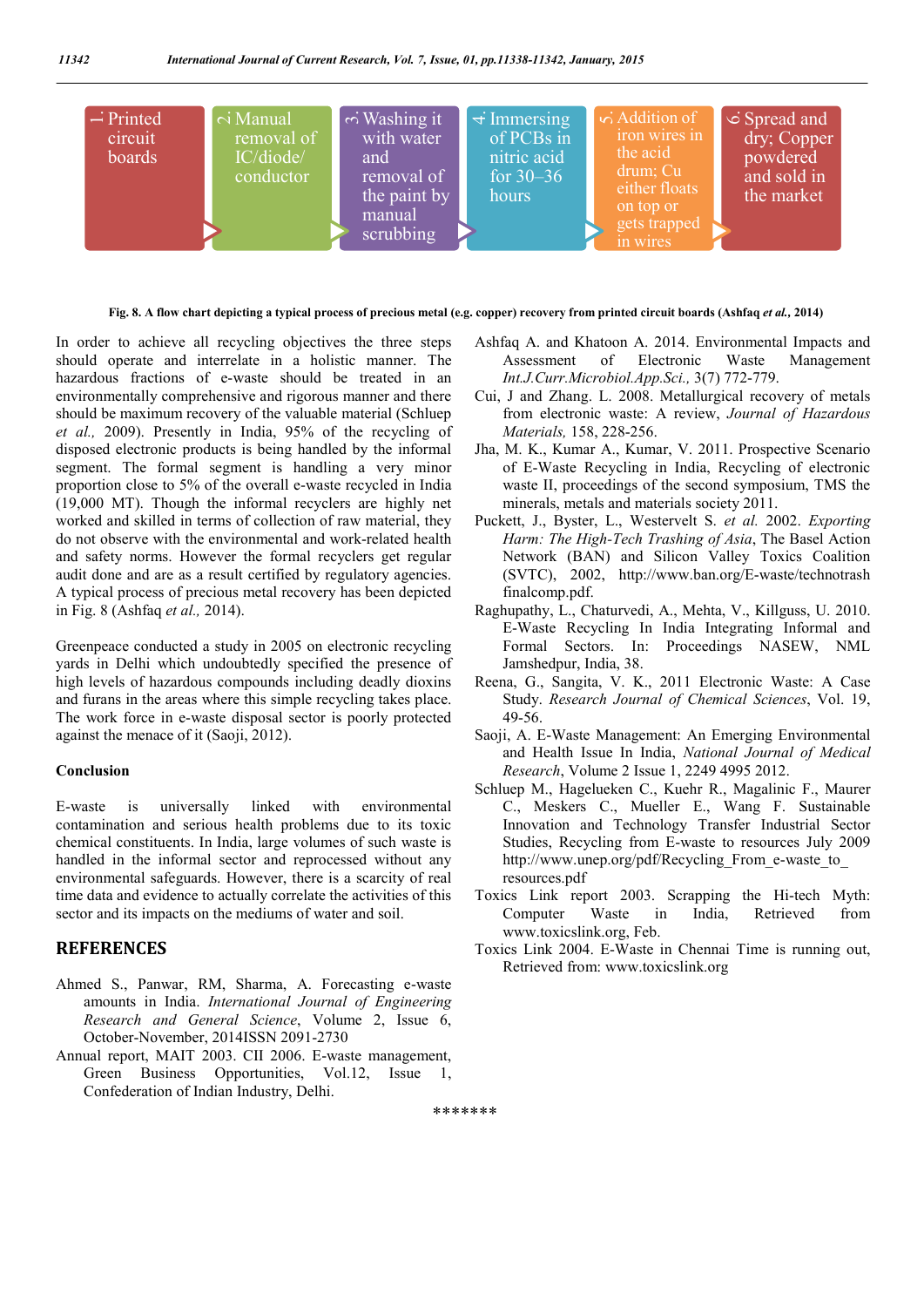1. Printed circuit boards

2. Manual removal of IC/diode/ conductor

3. Washing it with water and removal of the paint by manual scrubbing

4. Immersing of PCBs in nitric acid for 30–36 hours

5. Addition of iron wires in the acid drum; Cu either floats on top or gets trapped in wires

6. Spread and dry; Copper powdered and sold in the market

**Fig. 8. A flow chart depicting a typical process of precious metal (e.g. copper) recovery from printed circuit boards (Ashfaq *et al.*, 2014)**

In order to achieve all recycling objectives the three steps should operate and interrelate in a holistic manner. The hazardous fractions of e-waste should be treated in an environmentally comprehensive and rigorous manner and there should be maximum recovery of the valuable material (Schluep *et al.,* 2009). Presently in India, 95% of the recycling of disposed electronic products is being handled by the informal segment. The formal segment is handling a very minor proportion close to 5% of the overall e-waste recycled in India (19,000 MT). Though the informal recyclers are highly net worked and skilled in terms of collection of raw material, they do not observe with the environmental and work-related health and safety norms. However the formal recyclers get regular audit done and are as a result certified by regulatory agencies. A typical process of precious metal recovery has been depicted in Fig. 8 (Ashfaq *et al.,* 2014).

Greenpeace conducted a study in 2005 on electronic recycling yards in Delhi which undoubtedly specified the presence of high levels of hazardous compounds including deadly dioxins and furans in the areas where this simple recycling takes place. The work force in e-waste disposal sector is poorly protected against the menace of it (Saoji, 2012).

### Conclusion

E-waste is universally linked with environmental contamination and serious health problems due to its toxic chemical constituents. In India, large volumes of such waste is handled in the informal sector and reprocessed without any environmental safeguards. However, there is a scarcity of real time data and evidence to actually correlate the activities of this sector and its impacts on the mediums of water and soil.

## REFERENCES

Ahmed S., Panwar, RM, Sharma, A. Forecasting e-waste amounts in India. *International Journal of Engineering Research and General Science*, Volume 2, Issue 6, October-November, 2014ISSN 2091-2730

Annual report, MAIT 2003. CII 2006. E-waste management, Green Business Opportunities, Vol.12, Issue 1, Confederation of Indian Industry, Delhi.

Ashfaq A. and Khatoon A. 2014. Environmental Impacts and Assessment of Electronic Waste Management *Int.J.Curr.Microbiol.App.Sci.,* 3(7) 772-779.

Cui, J and Zhang. L. 2008. Metallurgical recovery of metals from electronic waste: A review, *Journal of Hazardous Materials,* 158, 228-256.

Jha, M. K., Kumar A., Kumar, V. 2011. Prospective Scenario of E-Waste Recycling in India, Recycling of electronic waste II, proceedings of the second symposium, TMS the minerals, metals and materials society 2011.

Puckett, J., Byster, L., Westervelt S. *et al.* 2002. *Exporting Harm: The High-Tech Trashing of Asia*, The Basel Action Network (BAN) and Silicon Valley Toxics Coalition (SVTC), 2002, http://www.ban.org/E-waste/technotrash finalcomp.pdf.

Raghupathy, L., Chaturvedi, A., Mehta, V., Killguss, U. 2010. E-Waste Recycling In India Integrating Informal and Formal Sectors. In: Proceedings NASEW, NML Jamshedpur, India, 38.

Reena, G., Sangita, V. K., 2011 Electronic Waste: A Case Study. *Research Journal of Chemical Sciences*, Vol. 19, 49-56.

Saoji, A. E-Waste Management: An Emerging Environmental and Health Issue In India, *National Journal of Medical Research*, Volume 2 Issue 1, 2249 4995 2012.

Schluep M., Hagelueken C., Kuehr R., Magalinic F., Maurer C., Meskers C., Mueller E., Wang F. Sustainable Innovation and Technology Transfer Industrial Sector Studies, Recycling from E-waste to resources July 2009 http://www.unep.org/pdf/Recycling_From_e-waste_to_ resources.pdf

Toxics Link report 2003. Scrapping the Hi-tech Myth: Computer Waste in India, Retrieved from www.toxicslink.org, Feb.

Toxics Link 2004. E-Waste in Chennai Time is running out, Retrieved from: www.toxicslink.org

*******